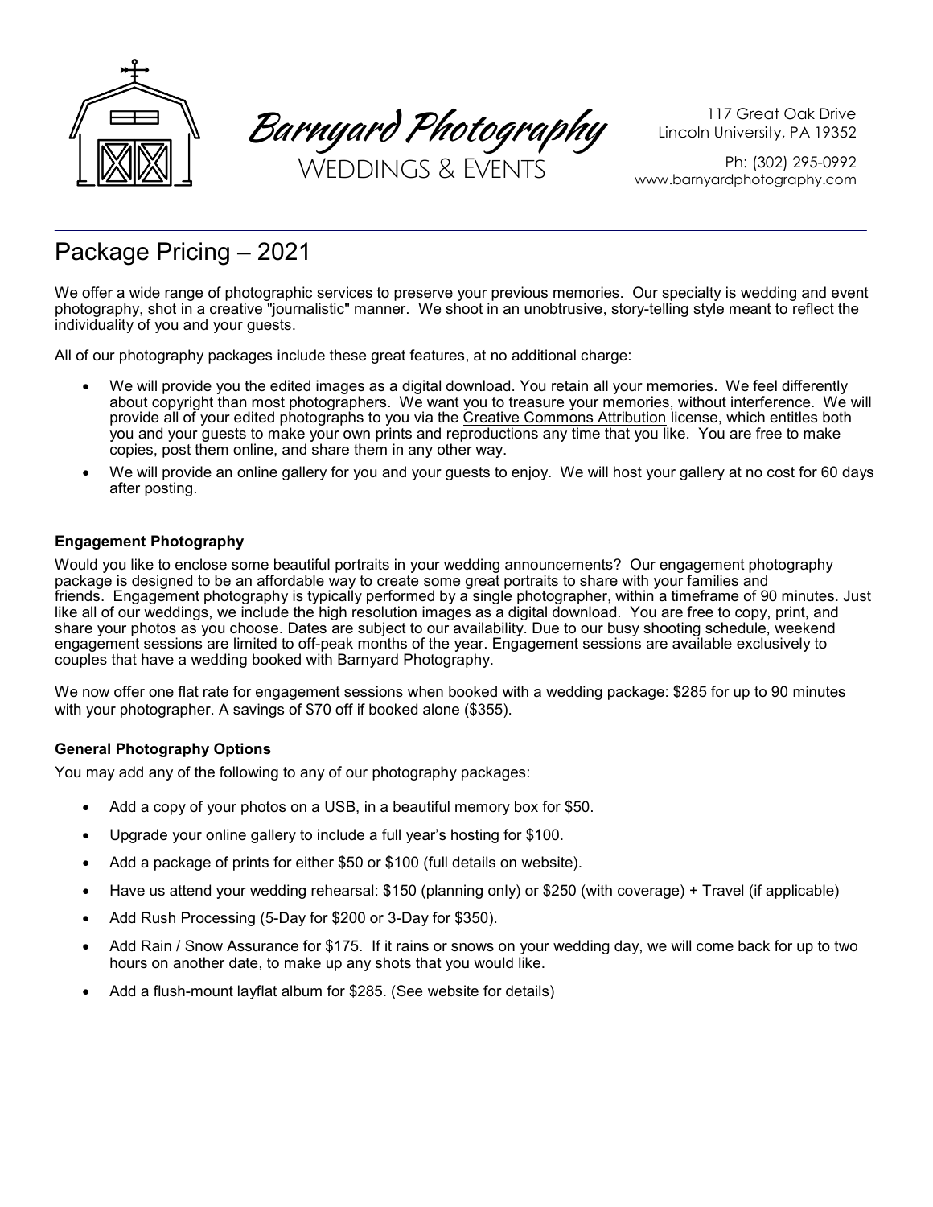# Barnyard Photography

Weddings & Events

117 Great Oak Drive
Lincoln University, PA 19352

Ph: (302) 295-0992
www.barnyardphotography.com

## Package Pricing – 2021

We offer a wide range of photographic services to preserve your previous memories. Our specialty is wedding and event photography, shot in a creative "journalistic" manner. We shoot in an unobtrusive, story-telling style meant to reflect the individuality of you and your guests.

All of our photography packages include these great features, at no additional charge:

- We will provide you the edited images as a digital download. You retain all your memories. We feel differently about copyright than most photographers. We want you to treasure your memories, without interference. We will provide all of your edited photographs to you via the Creative Commons Attribution license, which entitles both you and your guests to make your own prints and reproductions any time that you like. You are free to make copies, post them online, and share them in any other way.
- We will provide an online gallery for you and your guests to enjoy. We will host your gallery at no cost for 60 days after posting.

### Engagement Photography

Would you like to enclose some beautiful portraits in your wedding announcements? Our engagement photography package is designed to be an affordable way to create some great portraits to share with your families and friends. Engagement photography is typically performed by a single photographer, within a timeframe of 90 minutes. Just like all of our weddings, we include the high resolution images as a digital download. You are free to copy, print, and share your photos as you choose. Dates are subject to our availability. Due to our busy shooting schedule, weekend engagement sessions are limited to off-peak months of the year. Engagement sessions are available exclusively to couples that have a wedding booked with Barnyard Photography.

We now offer one flat rate for engagement sessions when booked with a wedding package: $285 for up to 90 minutes with your photographer. A savings of $70 off if booked alone ($355).

### General Photography Options

You may add any of the following to any of our photography packages:

- Add a copy of your photos on a USB, in a beautiful memory box for $50.
- Upgrade your online gallery to include a full year's hosting for $100.
- Add a package of prints for either $50 or $100 (full details on website).
- Have us attend your wedding rehearsal: $150 (planning only) or $250 (with coverage) + Travel (if applicable)
- Add Rush Processing (5-Day for $200 or 3-Day for $350).
- Add Rain / Snow Assurance for $175. If it rains or snows on your wedding day, we will come back for up to two hours on another date, to make up any shots that you would like.
- Add a flush-mount layflat album for $285. (See website for details)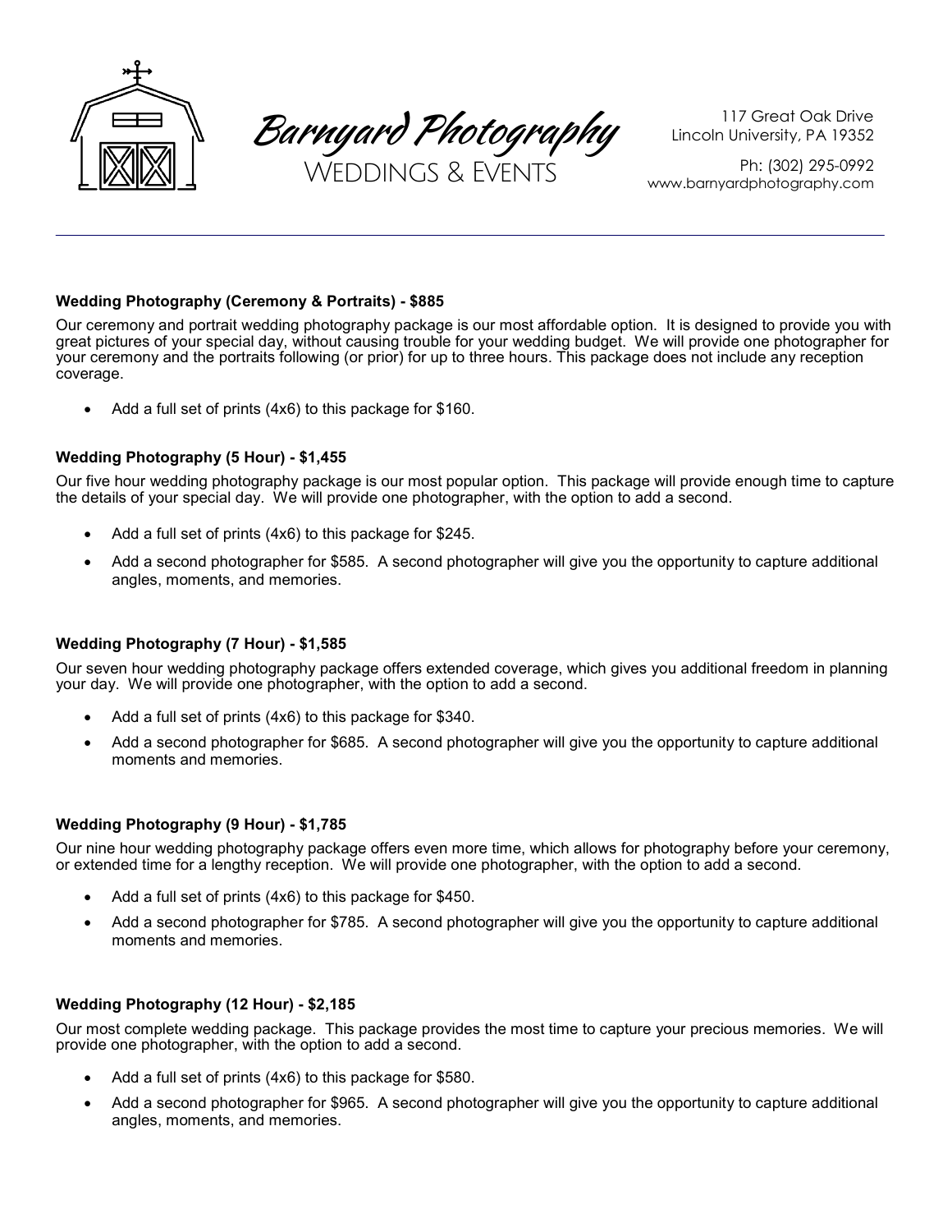# Barnyard Photography

Weddings & Events

117 Great Oak Drive
Lincoln University, PA 19352

Ph: (302) 295-0992
www.barnyardphotography.com

---

**Wedding Photography (Ceremony & Portraits) - $885**

Our ceremony and portrait wedding photography package is our most affordable option. It is designed to provide you with great pictures of your special day, without causing trouble for your wedding budget. We will provide one photographer for your ceremony and the portraits following (or prior) for up to three hours. This package does not include any reception coverage.

- Add a full set of prints (4x6) to this package for $160.

**Wedding Photography (5 Hour) - $1,455**

Our five hour wedding photography package is our most popular option. This package will provide enough time to capture the details of your special day. We will provide one photographer, with the option to add a second.

- Add a full set of prints (4x6) to this package for $245.
- Add a second photographer for $585. A second photographer will give you the opportunity to capture additional angles, moments, and memories.

**Wedding Photography (7 Hour) - $1,585**

Our seven hour wedding photography package offers extended coverage, which gives you additional freedom in planning your day. We will provide one photographer, with the option to add a second.

- Add a full set of prints (4x6) to this package for $340.
- Add a second photographer for $685. A second photographer will give you the opportunity to capture additional moments and memories.

**Wedding Photography (9 Hour) - $1,785**

Our nine hour wedding photography package offers even more time, which allows for photography before your ceremony, or extended time for a lengthy reception. We will provide one photographer, with the option to add a second.

- Add a full set of prints (4x6) to this package for $450.
- Add a second photographer for $785. A second photographer will give you the opportunity to capture additional moments and memories.

**Wedding Photography (12 Hour) - $2,185**

Our most complete wedding package. This package provides the most time to capture your precious memories. We will provide one photographer, with the option to add a second.

- Add a full set of prints (4x6) to this package for $580.
- Add a second photographer for $965. A second photographer will give you the opportunity to capture additional angles, moments, and memories.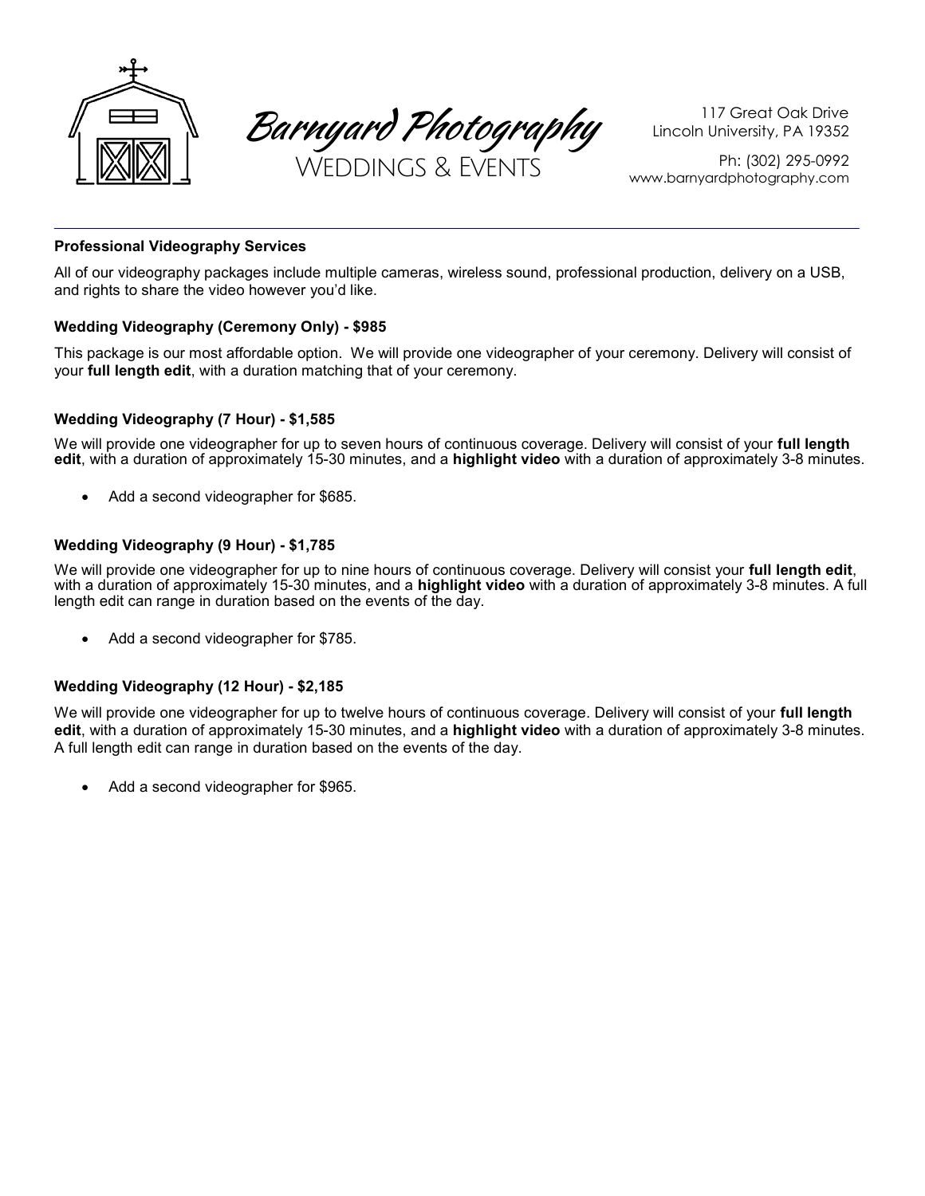Barnyard Photography

Weddings & Events

117 Great Oak Drive
Lincoln University, PA 19352

Ph: (302) 295-0992
www.barnyardphotography.com

---

**Professional Videography Services**

All of our videography packages include multiple cameras, wireless sound, professional production, delivery on a USB, and rights to share the video however you'd like.

**Wedding Videography (Ceremony Only) - $985**

This package is our most affordable option. We will provide one videographer of your ceremony. Delivery will consist of your **full length edit**, with a duration matching that of your ceremony.

**Wedding Videography (7 Hour) - $1,585**

We will provide one videographer for up to seven hours of continuous coverage. Delivery will consist of your **full length edit**, with a duration of approximately 15-30 minutes, and a **highlight video** with a duration of approximately 3-8 minutes.

- Add a second videographer for $685.

**Wedding Videography (9 Hour) - $1,785**

We will provide one videographer for up to nine hours of continuous coverage. Delivery will consist your **full length edit**, with a duration of approximately 15-30 minutes, and a **highlight video** with a duration of approximately 3-8 minutes. A full length edit can range in duration based on the events of the day.

- Add a second videographer for $785.

**Wedding Videography (12 Hour) - $2,185**

We will provide one videographer for up to twelve hours of continuous coverage. Delivery will consist of your **full length edit**, with a duration of approximately 15-30 minutes, and a **highlight video** with a duration of approximately 3-8 minutes. A full length edit can range in duration based on the events of the day.

- Add a second videographer for $965.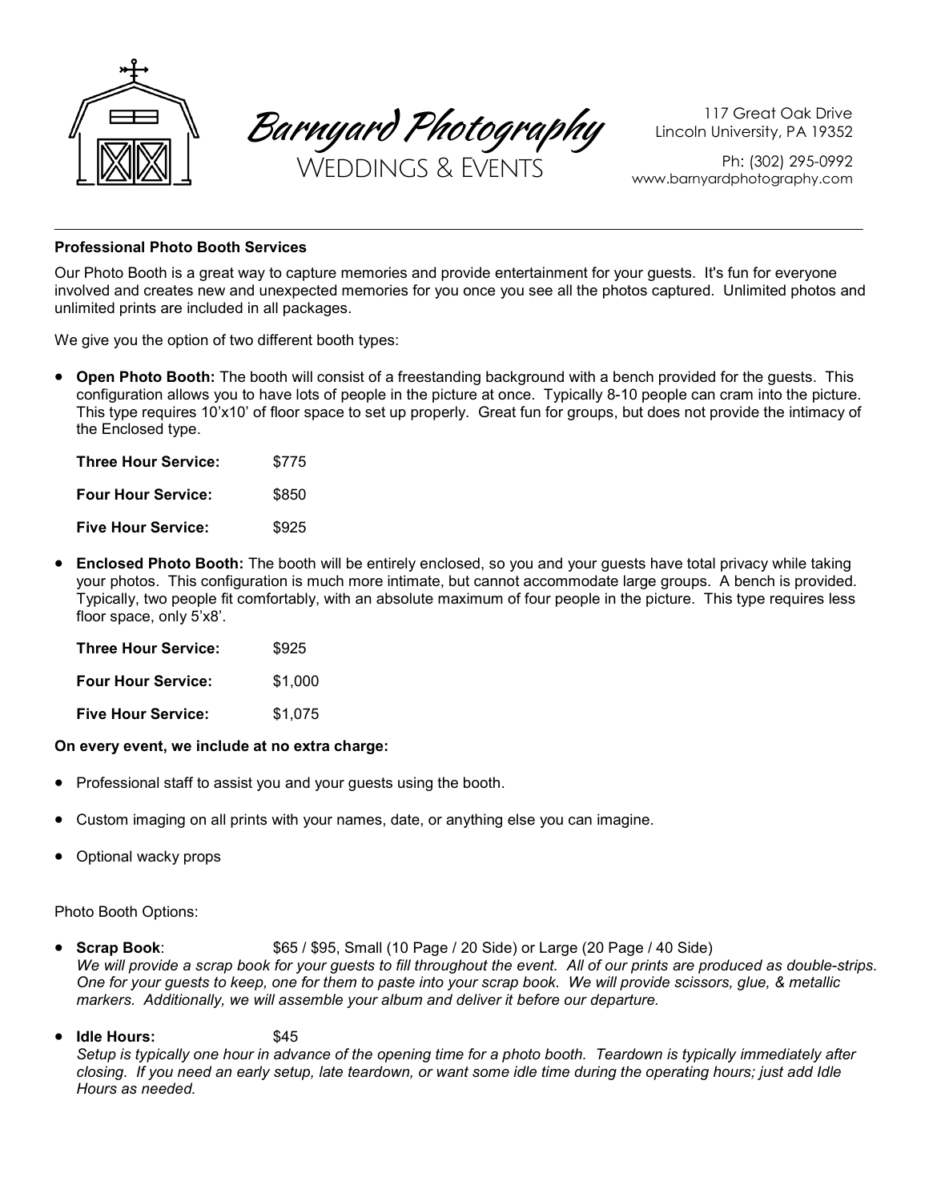**Barnyard Photography**
WEDDINGS & EVENTS

117 Great Oak Drive
Lincoln University, PA 19352

Ph: (302) 295-0992
www.barnyardphotography.com

---

**Professional Photo Booth Services**

Our Photo Booth is a great way to capture memories and provide entertainment for your guests. It's fun for everyone involved and creates new and unexpected memories for you once you see all the photos captured. Unlimited photos and unlimited prints are included in all packages.

We give you the option of two different booth types:

- **Open Photo Booth:** The booth will consist of a freestanding background with a bench provided for the guests. This configuration allows you to have lots of people in the picture at once. Typically 8-10 people can cram into the picture. This type requires 10'x10' of floor space to set up properly. Great fun for groups, but does not provide the intimacy of the Enclosed type.

  | | |
  |---|---|
  | **Three Hour Service:** | $775 |
  | **Four Hour Service:** | $850 |
  | **Five Hour Service:** | $925 |

- **Enclosed Photo Booth:** The booth will be entirely enclosed, so you and your guests have total privacy while taking your photos. This configuration is much more intimate, but cannot accommodate large groups. A bench is provided. Typically, two people fit comfortably, with an absolute maximum of four people in the picture. This type requires less floor space, only 5'x8'.

  | | |
  |---|---|
  | **Three Hour Service:** | $925 |
  | **Four Hour Service:** | $1,000 |
  | **Five Hour Service:** | $1,075 |

**On every event, we include at no extra charge:**

- Professional staff to assist you and your guests using the booth.
- Custom imaging on all prints with your names, date, or anything else you can imagine.
- Optional wacky props

Photo Booth Options:

- **Scrap Book**: $65 / $95, Small (10 Page / 20 Side) or Large (20 Page / 40 Side)
  *We will provide a scrap book for your guests to fill throughout the event. All of our prints are produced as double-strips. One for your guests to keep, one for them to paste into your scrap book. We will provide scissors, glue, & metallic markers. Additionally, we will assemble your album and deliver it before our departure.*

- **Idle Hours:** $45
  *Setup is typically one hour in advance of the opening time for a photo booth. Teardown is typically immediately after closing. If you need an early setup, late teardown, or want some idle time during the operating hours; just add Idle Hours as needed.*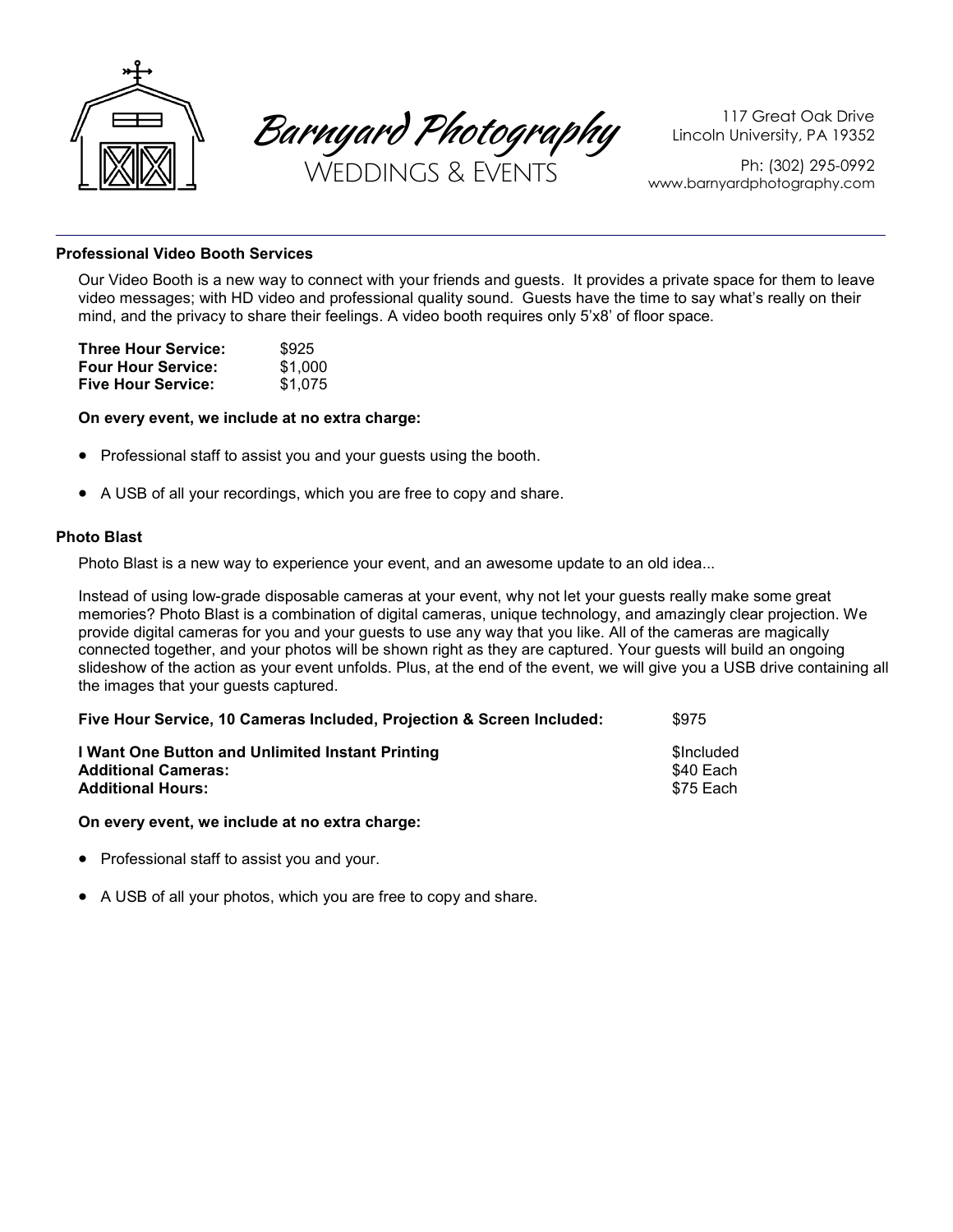# Barnyard Photography

Weddings & Events

117 Great Oak Drive
Lincoln University, PA 19352

Ph: (302) 295-0992
www.barnyardphotography.com

---

### Professional Video Booth Services

Our Video Booth is a new way to connect with your friends and guests. It provides a private space for them to leave video messages; with HD video and professional quality sound. Guests have the time to say what's really on their mind, and the privacy to share their feelings. A video booth requires only 5'x8' of floor space.

| | |
|---|---|
| **Three Hour Service:** | $925 |
| **Four Hour Service:** | $1,000 |
| **Five Hour Service:** | $1,075 |

**On every event, we include at no extra charge:**

- Professional staff to assist you and your guests using the booth.
- A USB of all your recordings, which you are free to copy and share.

### Photo Blast

Photo Blast is a new way to experience your event, and an awesome update to an old idea...

Instead of using low-grade disposable cameras at your event, why not let your guests really make some great memories? Photo Blast is a combination of digital cameras, unique technology, and amazingly clear projection. We provide digital cameras for you and your guests to use any way that you like. All of the cameras are magically connected together, and your photos will be shown right as they are captured. Your guests will build an ongoing slideshow of the action as your event unfolds. Plus, at the end of the event, we will give you a USB drive containing all the images that your guests captured.

| | |
|---|---|
| **Five Hour Service, 10 Cameras Included, Projection & Screen Included:** | $975 |
| **I Want One Button and Unlimited Instant Printing** | $Included |
| **Additional Cameras:** | $40 Each |
| **Additional Hours:** | $75 Each |

**On every event, we include at no extra charge:**

- Professional staff to assist you and your.
- A USB of all your photos, which you are free to copy and share.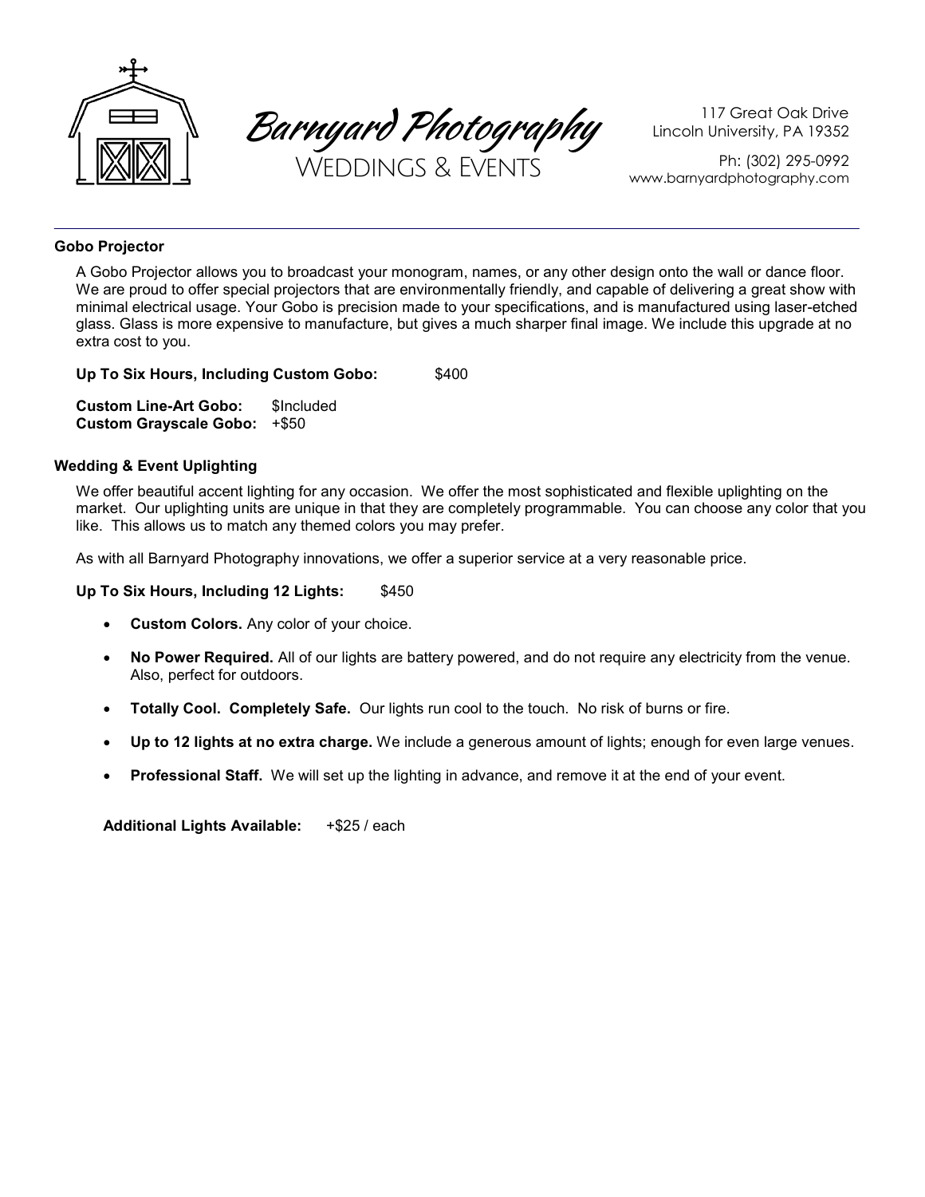# Barnyard Photography

Weddings & Events

117 Great Oak Drive
Lincoln University, PA 19352

Ph: (302) 295-0992
www.barnyardphotography.com

## Gobo Projector

A Gobo Projector allows you to broadcast your monogram, names, or any other design onto the wall or dance floor. We are proud to offer special projectors that are environmentally friendly, and capable of delivering a great show with minimal electrical usage. Your Gobo is precision made to your specifications, and is manufactured using laser-etched glass. Glass is more expensive to manufacture, but gives a much sharper final image. We include this upgrade at no extra cost to you.

**Up To Six Hours, Including Custom Gobo:** $400

**Custom Line-Art Gobo:** $Included
**Custom Grayscale Gobo:** +$50

## Wedding & Event Uplighting

We offer beautiful accent lighting for any occasion. We offer the most sophisticated and flexible uplighting on the market. Our uplighting units are unique in that they are completely programmable. You can choose any color that you like. This allows us to match any themed colors you may prefer.

As with all Barnyard Photography innovations, we offer a superior service at a very reasonable price.

**Up To Six Hours, Including 12 Lights:** $450

- **Custom Colors.** Any color of your choice.
- **No Power Required.** All of our lights are battery powered, and do not require any electricity from the venue. Also, perfect for outdoors.
- **Totally Cool. Completely Safe.** Our lights run cool to the touch. No risk of burns or fire.
- **Up to 12 lights at no extra charge.** We include a generous amount of lights; enough for even large venues.
- **Professional Staff.** We will set up the lighting in advance, and remove it at the end of your event.

**Additional Lights Available:** +$25 / each